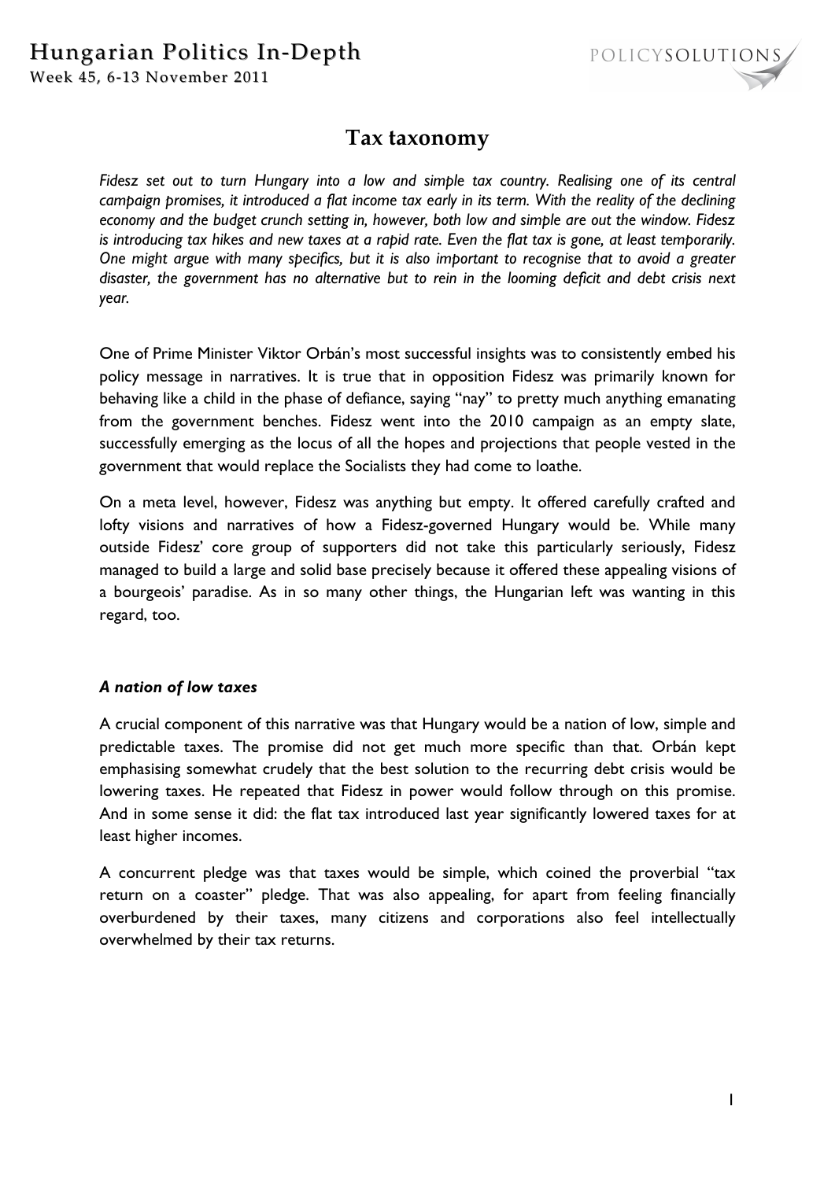# Tax taxonomy

*Fidesz set out to turn Hungary into a low and simple tax country. Realising one of its central campaign promises, it introduced a flat income tax early in its term. With the reality of the declining economy and the budget crunch setting in, however, both low and simple are out the window. Fidesz is introducing tax hikes and new taxes at a rapid rate. Even the flat tax is gone, at least temporarily. One might argue with many specifics, but it is also important to recognise that to avoid a greater disaster, the government has no alternative but to rein in the looming deficit and debt crisis next year.*

One of Prime Minister Viktor Orbán's most successful insights was to consistently embed his policy message in narratives. It is true that in opposition Fidesz was primarily known for behaving like a child in the phase of defiance, saying "nay" to pretty much anything emanating from the government benches. Fidesz went into the 2010 campaign as an empty slate, successfully emerging as the locus of all the hopes and projections that people vested in the government that would replace the Socialists they had come to loathe.

On a meta level, however, Fidesz was anything but empty. It offered carefully crafted and lofty visions and narratives of how a Fidesz-governed Hungary would be. While many outside Fidesz' core group of supporters did not take this particularly seriously, Fidesz managed to build a large and solid base precisely because it offered these appealing visions of a bourgeois' paradise. As in so many other things, the Hungarian left was wanting in this regard, too.

### *A nation of low taxes*

A crucial component of this narrative was that Hungary would be a nation of low, simple and predictable taxes. The promise did not get much more specific than that. Orbán kept emphasising somewhat crudely that the best solution to the recurring debt crisis would be lowering taxes. He repeated that Fidesz in power would follow through on this promise. And in some sense it did: the flat tax introduced last year significantly lowered taxes for at least higher incomes.

A concurrent pledge was that taxes would be simple, which coined the proverbial "tax return on a coaster" pledge. That was also appealing, for apart from feeling financially overburdened by their taxes, many citizens and corporations also feel intellectually overwhelmed by their tax returns.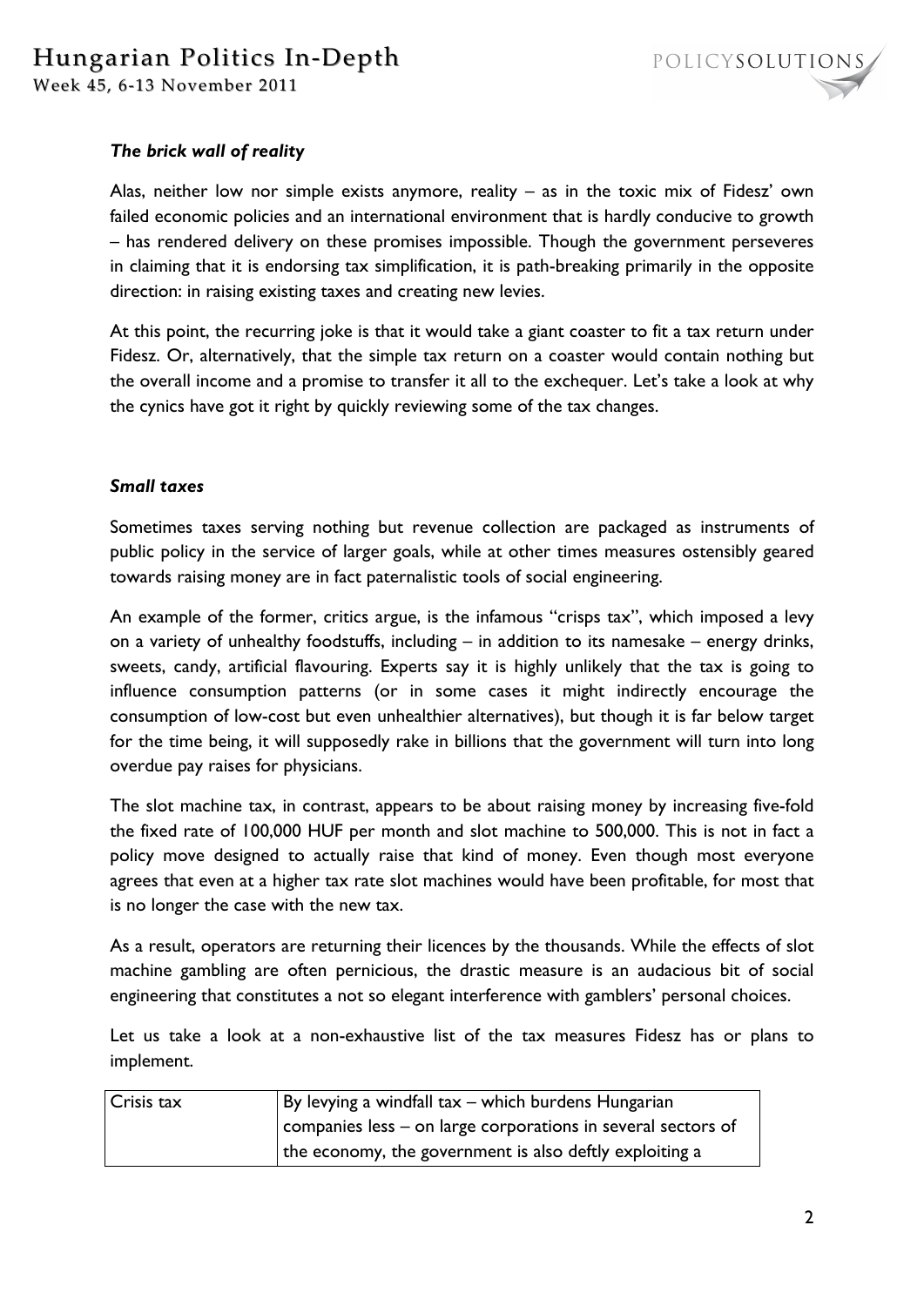### *The brick wall of reality*

Alas, neither low nor simple exists anymore, reality – as in the toxic mix of Fidesz' own failed economic policies and an international environment that is hardly conducive to growth – has rendered delivery on these promises impossible. Though the government perseveres in claiming that it is endorsing tax simplification, it is path-breaking primarily in the opposite direction: in raising existing taxes and creating new levies.

At this point, the recurring joke is that it would take a giant coaster to fit a tax return under Fidesz. Or, alternatively, that the simple tax return on a coaster would contain nothing but the overall income and a promise to transfer it all to the exchequer. Let's take a look at why the cynics have got it right by quickly reviewing some of the tax changes.

### *Small taxes*

Sometimes taxes serving nothing but revenue collection are packaged as instruments of public policy in the service of larger goals, while at other times measures ostensibly geared towards raising money are in fact paternalistic tools of social engineering.

An example of the former, critics argue, is the infamous "crisps tax", which imposed a levy on a variety of unhealthy foodstuffs, including – in addition to its namesake – energy drinks, sweets, candy, artificial flavouring. Experts say it is highly unlikely that the tax is going to influence consumption patterns (or in some cases it might indirectly encourage the consumption of low-cost but even unhealthier alternatives), but though it is far below target for the time being, it will supposedly rake in billions that the government will turn into long overdue pay raises for physicians.

The slot machine tax, in contrast, appears to be about raising money by increasing five-fold the fixed rate of 100,000 HUF per month and slot machine to 500,000. This is not in fact a policy move designed to actually raise that kind of money. Even though most everyone agrees that even at a higher tax rate slot machines would have been profitable, for most that is no longer the case with the new tax.

As a result, operators are returning their licences by the thousands. While the effects of slot machine gambling are often pernicious, the drastic measure is an audacious bit of social engineering that constitutes a not so elegant interference with gamblers' personal choices.

Let us take a look at a non-exhaustive list of the tax measures Fidesz has or plans to implement.

| | |
|---|---|
| Crisis tax | By levying a windfall tax – which burdens Hungarian companies less – on large corporations in several sectors of the economy, the government is also deftly exploiting a |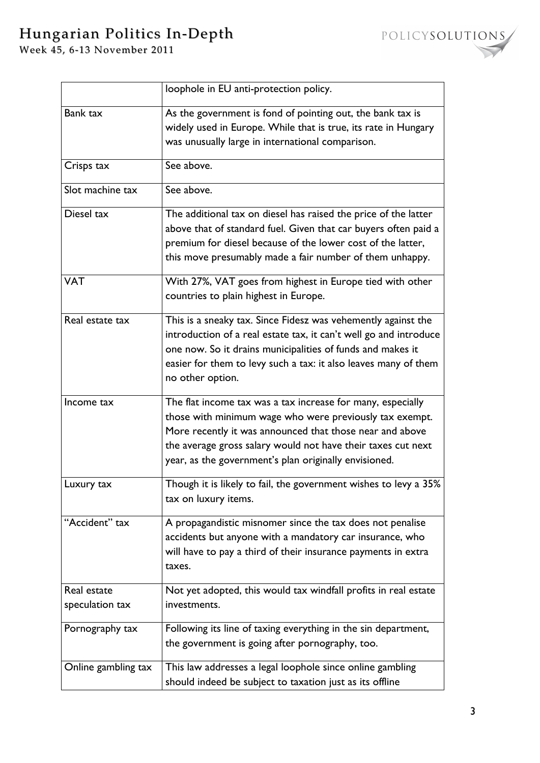| | |
|---|---|
| | loophole in EU anti-protection policy. |
| Bank tax | As the government is fond of pointing out, the bank tax is widely used in Europe. While that is true, its rate in Hungary was unusually large in international comparison. |
| Crisps tax | See above. |
| Slot machine tax | See above. |
| Diesel tax | The additional tax on diesel has raised the price of the latter above that of standard fuel. Given that car buyers often paid a premium for diesel because of the lower cost of the latter, this move presumably made a fair number of them unhappy. |
| VAT | With 27%, VAT goes from highest in Europe tied with other countries to plain highest in Europe. |
| Real estate tax | This is a sneaky tax. Since Fidesz was vehemently against the introduction of a real estate tax, it can't well go and introduce one now. So it drains municipalities of funds and makes it easier for them to levy such a tax: it also leaves many of them no other option. |
| Income tax | The flat income tax was a tax increase for many, especially those with minimum wage who were previously tax exempt. More recently it was announced that those near and above the average gross salary would not have their taxes cut next year, as the government's plan originally envisioned. |
| Luxury tax | Though it is likely to fail, the government wishes to levy a 35% tax on luxury items. |
| "Accident" tax | A propagandistic misnomer since the tax does not penalise accidents but anyone with a mandatory car insurance, who will have to pay a third of their insurance payments in extra taxes. |
| Real estate speculation tax | Not yet adopted, this would tax windfall profits in real estate investments. |
| Pornography tax | Following its line of taxing everything in the sin department, the government is going after pornography, too. |
| Online gambling tax | This law addresses a legal loophole since online gambling should indeed be subject to taxation just as its offline |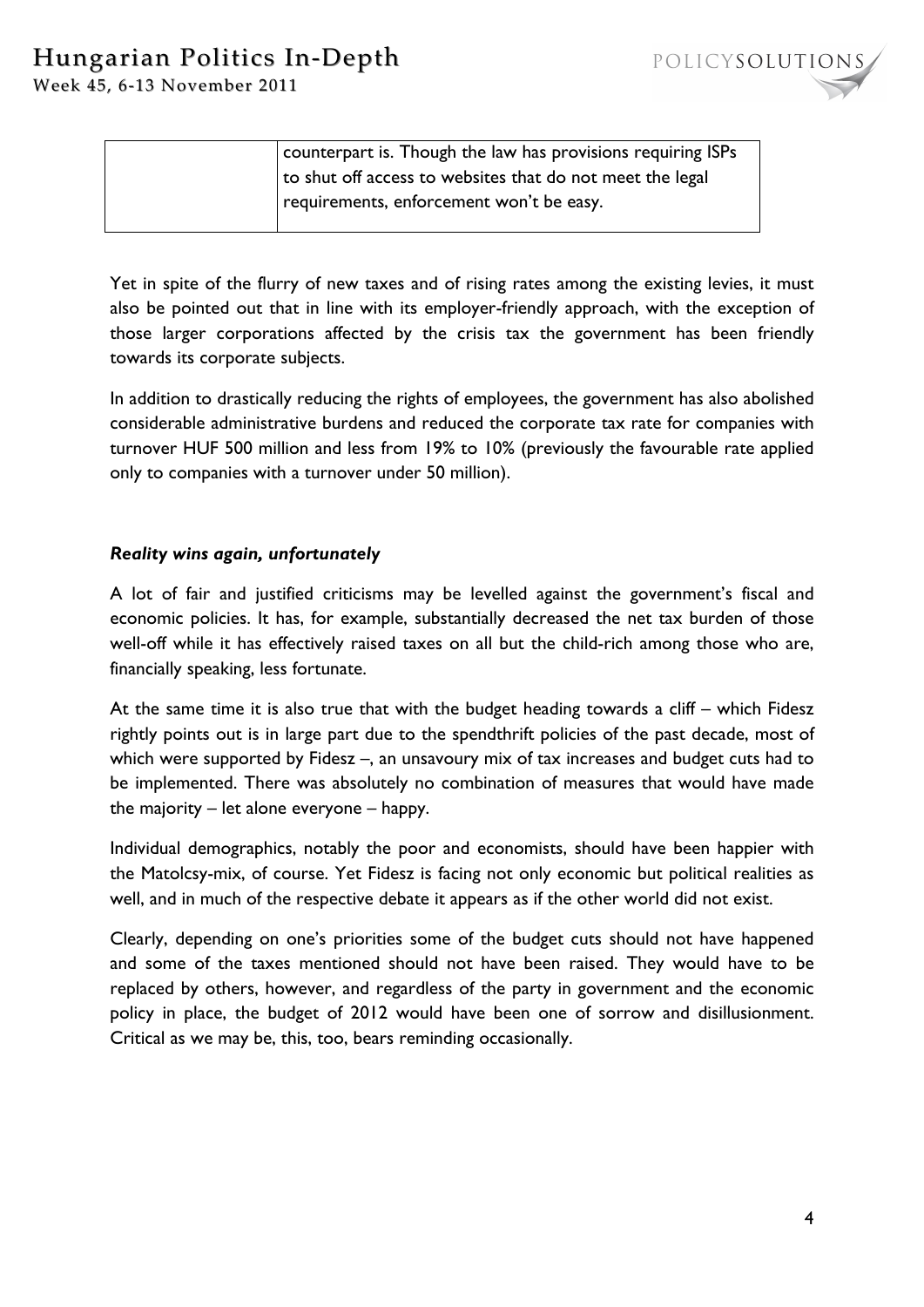| | |
|---|---|
| | counterpart is. Though the law has provisions requiring ISPs to shut off access to websites that do not meet the legal requirements, enforcement won't be easy. |

Yet in spite of the flurry of new taxes and of rising rates among the existing levies, it must also be pointed out that in line with its employer-friendly approach, with the exception of those larger corporations affected by the crisis tax the government has been friendly towards its corporate subjects.

In addition to drastically reducing the rights of employees, the government has also abolished considerable administrative burdens and reduced the corporate tax rate for companies with turnover HUF 500 million and less from 19% to 10% (previously the favourable rate applied only to companies with a turnover under 50 million).

### *Reality wins again, unfortunately*

A lot of fair and justified criticisms may be levelled against the government's fiscal and economic policies. It has, for example, substantially decreased the net tax burden of those well-off while it has effectively raised taxes on all but the child-rich among those who are, financially speaking, less fortunate.

At the same time it is also true that with the budget heading towards a cliff – which Fidesz rightly points out is in large part due to the spendthrift policies of the past decade, most of which were supported by Fidesz –, an unsavoury mix of tax increases and budget cuts had to be implemented. There was absolutely no combination of measures that would have made the majority – let alone everyone – happy.

Individual demographics, notably the poor and economists, should have been happier with the Matolcsy-mix, of course. Yet Fidesz is facing not only economic but political realities as well, and in much of the respective debate it appears as if the other world did not exist.

Clearly, depending on one's priorities some of the budget cuts should not have happened and some of the taxes mentioned should not have been raised. They would have to be replaced by others, however, and regardless of the party in government and the economic policy in place, the budget of 2012 would have been one of sorrow and disillusionment. Critical as we may be, this, too, bears reminding occasionally.